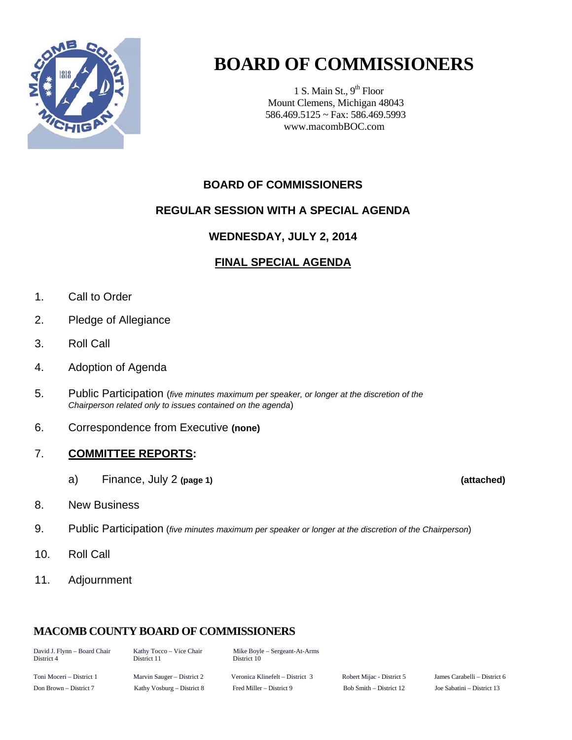# BOARD OF COMMISSIONERS

1 S. Main St., 9th Floor
Mount Clemens, Michigan 48043
586.469.5125 ~ Fax: 586.469.5993
www.macombBOC.com

## BOARD OF COMMISSIONERS

## REGULAR SESSION WITH A SPECIAL AGENDA

## WEDNESDAY, JULY 2, 2014

## FINAL SPECIAL AGENDA

1. Call to Order
2. Pledge of Allegiance
3. Roll Call
4. Adoption of Agenda
5. Public Participation (*five minutes maximum per speaker, or longer at the discretion of the Chairperson related only to issues contained on the agenda*)
6. Correspondence from Executive **(none)**
7. **COMMITTEE REPORTS:**
   a) Finance, July 2 **(page 1)** **(attached)**
8. New Business
9. Public Participation (*five minutes maximum per speaker or longer at the discretion of the Chairperson*)
10. Roll Call
11. Adjournment

### MACOMB COUNTY BOARD OF COMMISSIONERS

| | | | | |
|---|---|---|---|---|
| David J. Flynn – Board Chair District 4 | Kathy Tocco – Vice Chair District 11 | Mike Boyle – Sergeant-At-Arms District 10 | | |
| Toni Moceri – District 1 | Marvin Sauger – District 2 | Veronica Klinefelt – District 3 | Robert Mijac - District 5 | James Carabelli – District 6 |
| Don Brown – District 7 | Kathy Vosburg – District 8 | Fred Miller – District 9 | Bob Smith – District 12 | Joe Sabatini – District 13 |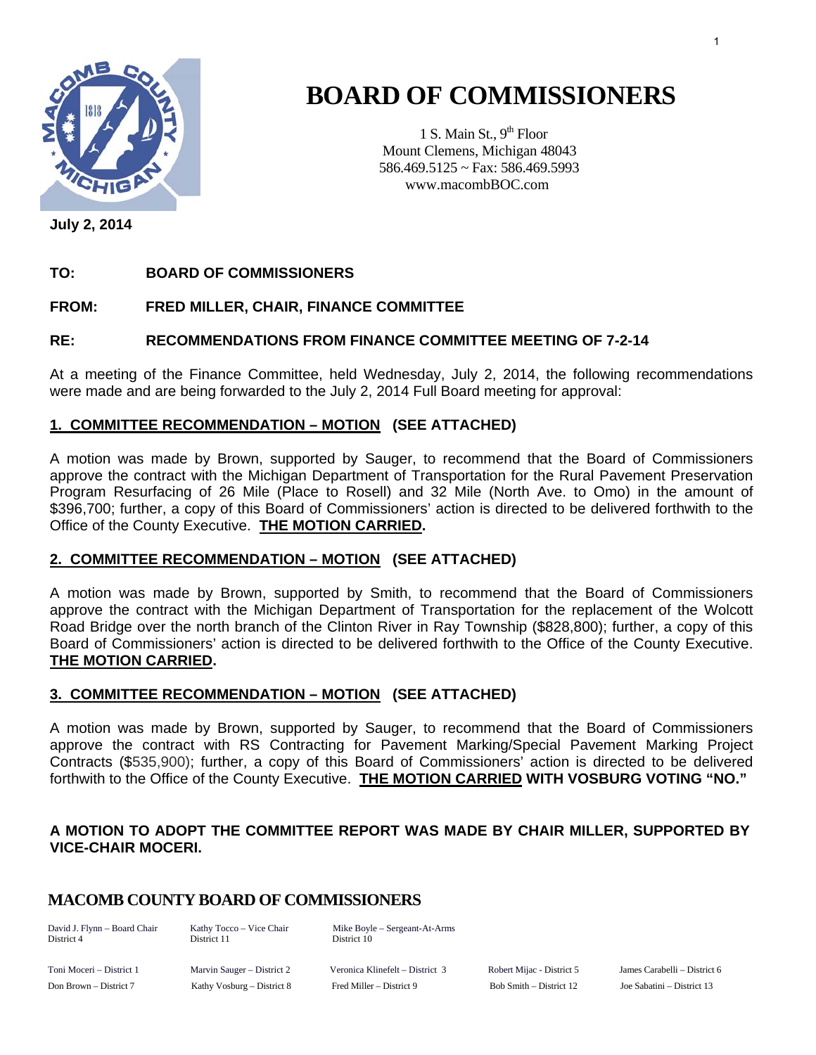# BOARD OF COMMISSIONERS

1 S. Main St., 9th Floor
Mount Clemens, Michigan 48043
586.469.5125 ~ Fax: 586.469.5993
www.macombBOC.com

**July 2, 2014**

**TO: BOARD OF COMMISSIONERS**

**FROM: FRED MILLER, CHAIR, FINANCE COMMITTEE**

**RE: RECOMMENDATIONS FROM FINANCE COMMITTEE MEETING OF 7-2-14**

At a meeting of the Finance Committee, held Wednesday, July 2, 2014, the following recommendations were made and are being forwarded to the July 2, 2014 Full Board meeting for approval:

**1. COMMITTEE RECOMMENDATION – MOTION (SEE ATTACHED)**

A motion was made by Brown, supported by Sauger, to recommend that the Board of Commissioners approve the contract with the Michigan Department of Transportation for the Rural Pavement Preservation Program Resurfacing of 26 Mile (Place to Rosell) and 32 Mile (North Ave. to Omo) in the amount of $396,700; further, a copy of this Board of Commissioners' action is directed to be delivered forthwith to the Office of the County Executive. **THE MOTION CARRIED.**

**2. COMMITTEE RECOMMENDATION – MOTION (SEE ATTACHED)**

A motion was made by Brown, supported by Smith, to recommend that the Board of Commissioners approve the contract with the Michigan Department of Transportation for the replacement of the Wolcott Road Bridge over the north branch of the Clinton River in Ray Township ($828,800); further, a copy of this Board of Commissioners' action is directed to be delivered forthwith to the Office of the County Executive. **THE MOTION CARRIED.**

**3. COMMITTEE RECOMMENDATION – MOTION (SEE ATTACHED)**

A motion was made by Brown, supported by Sauger, to recommend that the Board of Commissioners approve the contract with RS Contracting for Pavement Marking/Special Pavement Marking Project Contracts ($535,900); further, a copy of this Board of Commissioners' action is directed to be delivered forthwith to the Office of the County Executive. **THE MOTION CARRIED WITH VOSBURG VOTING "NO."**

**A MOTION TO ADOPT THE COMMITTEE REPORT WAS MADE BY CHAIR MILLER, SUPPORTED BY VICE-CHAIR MOCERI.**

## MACOMB COUNTY BOARD OF COMMISSIONERS

| | | | | |
|---|---|---|---|---|
| David J. Flynn – Board Chair District 4 | Kathy Tocco – Vice Chair District 11 | Mike Boyle – Sergeant-At-Arms District 10 | | |
| Toni Moceri – District 1 | Marvin Sauger – District 2 | Veronica Klinefelt – District 3 | Robert Mijac - District 5 | James Carabelli – District 6 |
| Don Brown – District 7 | Kathy Vosburg – District 8 | Fred Miller – District 9 | Bob Smith – District 12 | Joe Sabatini – District 13 |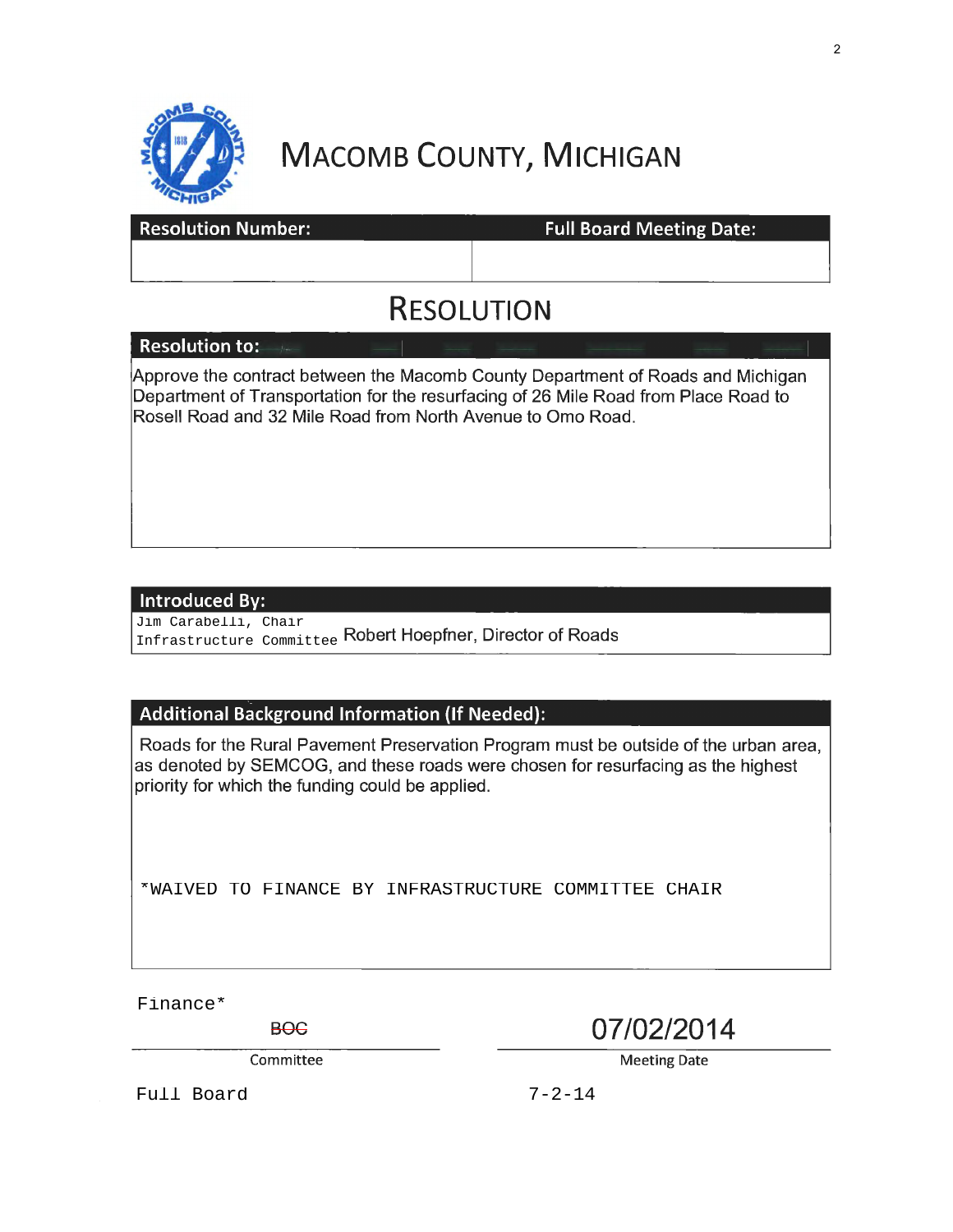# MACOMB COUNTY, MICHIGAN

| Resolution Number: | Full Board Meeting Date: |
|---|---|
| | |

## RESOLUTION

**Resolution to:**

Approve the contract between the Macomb County Department of Roads and Michigan Department of Transportation for the resurfacing of 26 Mile Road from Place Road to Rosell Road and 32 Mile Road from North Avenue to Omo Road.

**Introduced By:**

Jim Carabelli, Chair
Infrastructure Committee Robert Hoepfner, Director of Roads

**Additional Background Information (If Needed):**

Roads for the Rural Pavement Preservation Program must be outside of the urban area, as denoted by SEMCOG, and these roads were chosen for resurfacing as the highest priority for which the funding could be applied.

*WAIVED TO FINANCE BY INFRASTRUCTURE COMMITTEE CHAIR

| Committee | Meeting Date |
|---|---|
| Finance* | |
| ~~BOC~~ | 07/02/2014 |
| Full Board | 7-2-14 |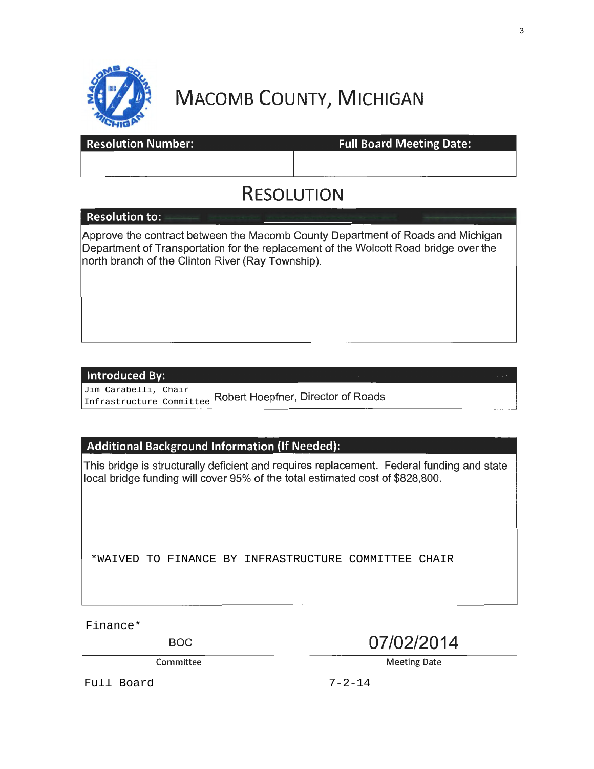# MACOMB COUNTY, MICHIGAN

| Resolution Number: | Full Board Meeting Date: |
| --- | --- |
| | |

## RESOLUTION

**Resolution to:**

Approve the contract between the Macomb County Department of Roads and Michigan Department of Transportation for the replacement of the Wolcott Road bridge over the north branch of the Clinton River (Ray Township).

**Introduced By:**

Jim Carabelli, Chair
Infrastructure Committee

Robert Hoepfner, Director of Roads

**Additional Background Information (If Needed):**

This bridge is structurally deficient and requires replacement. Federal funding and state local bridge funding will cover 95% of the total estimated cost of $828,800.

*WAIVED TO FINANCE BY INFRASTRUCTURE COMMITTEE CHAIR

Finance*

~~BOC~~ — Committee

07/02/2014 — Meeting Date

Full Board 7-2-14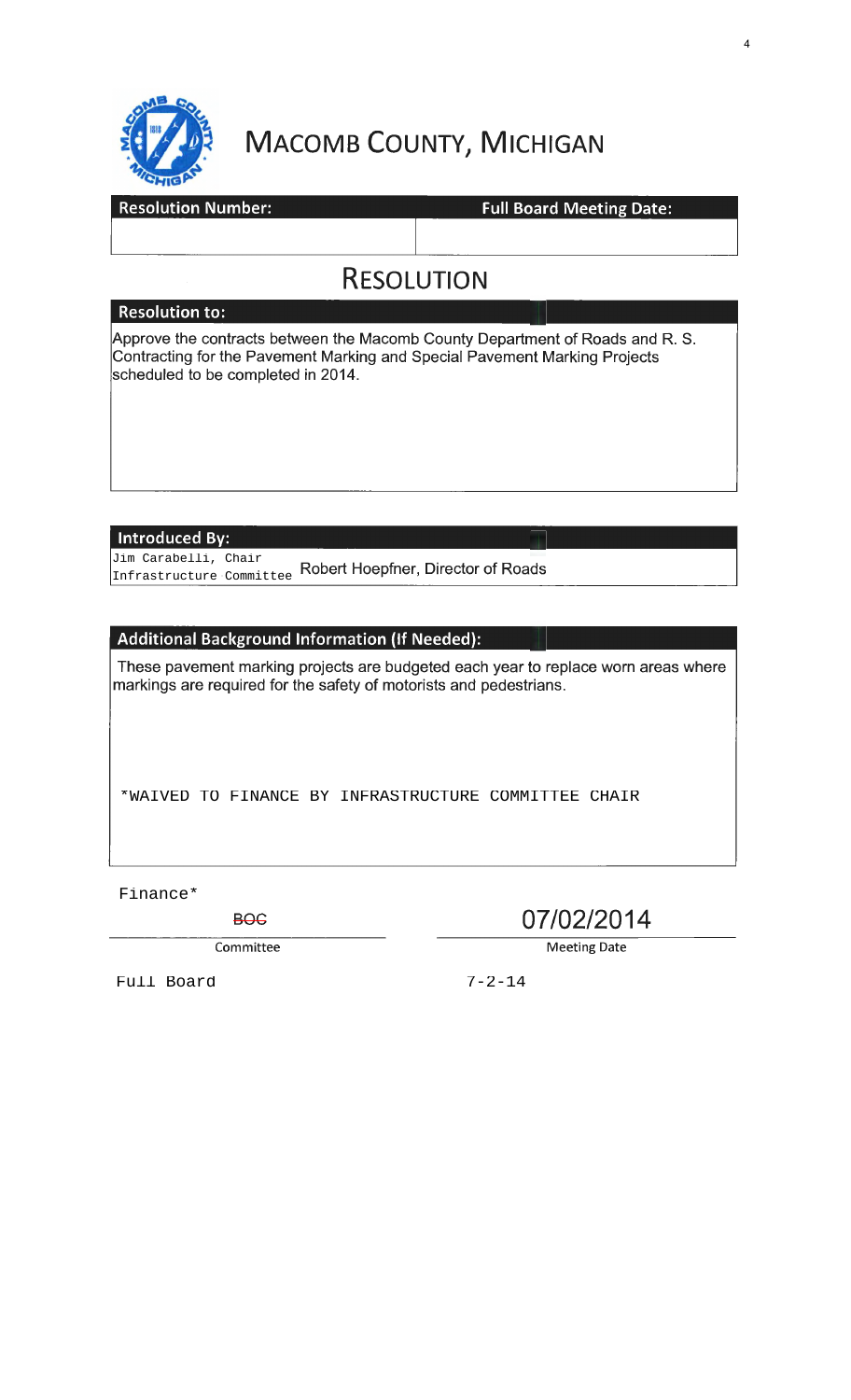# MACOMB COUNTY, MICHIGAN

| Resolution Number: | Full Board Meeting Date: |
| --- | --- |
| | |

## RESOLUTION

**Resolution to:**

Approve the contracts between the Macomb County Department of Roads and R. S. Contracting for the Pavement Marking and Special Pavement Marking Projects scheduled to be completed in 2014.

**Introduced By:**

Jim Carabelli, Chair
Infrastructure Committee

Robert Hoepfner, Director of Roads

**Additional Background Information (If Needed):**

These pavement marking projects are budgeted each year to replace worn areas where markings are required for the safety of motorists and pedestrians.

*WAIVED TO FINANCE BY INFRASTRUCTURE COMMITTEE CHAIR

Finance*

~~BOC~~ — 07/02/2014

Committee — Meeting Date

Full Board — 7-2-14